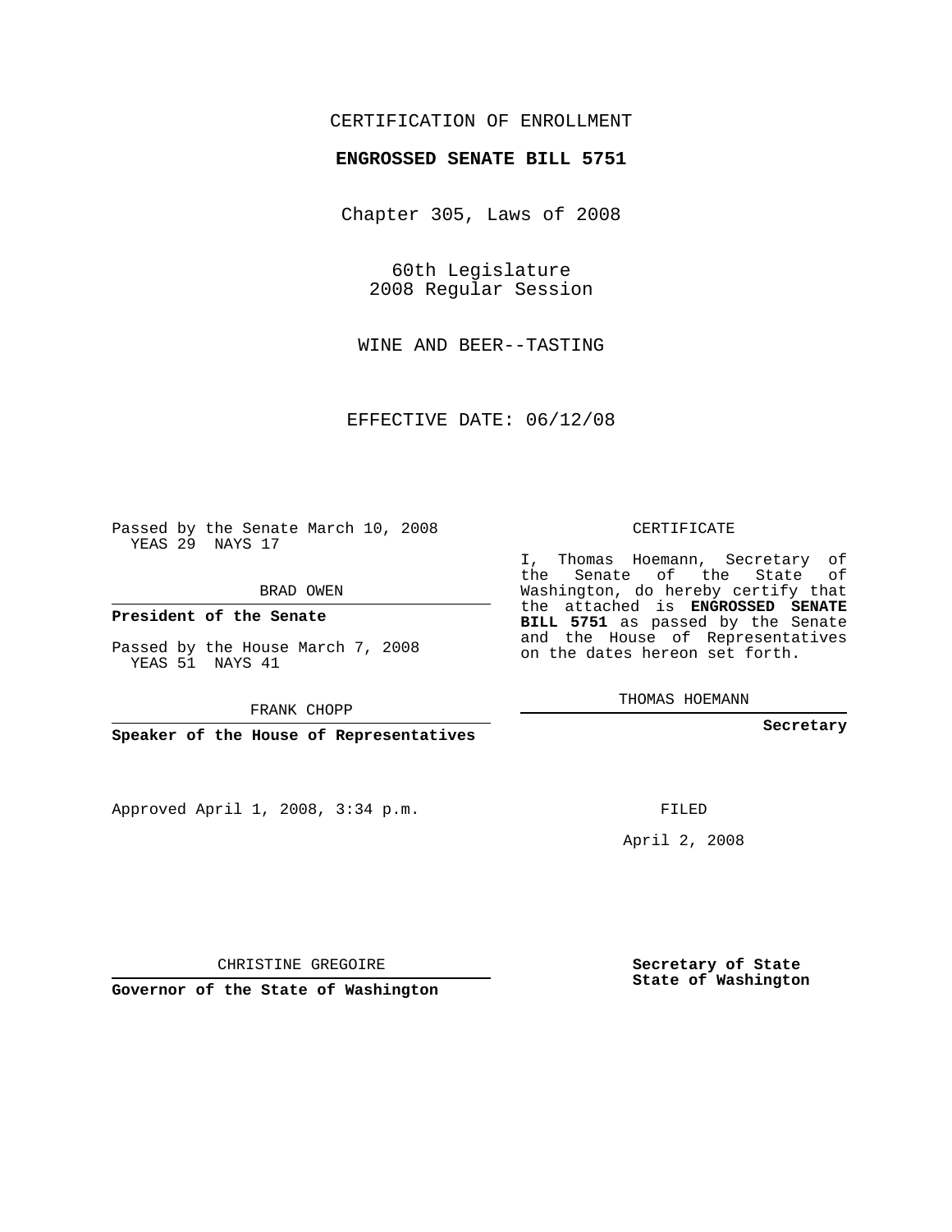CERTIFICATION OF ENROLLMENT

**ENGROSSED SENATE BILL 5751**

Chapter 305, Laws of 2008

60th Legislature
2008 Regular Session

WINE AND BEER--TASTING

EFFECTIVE DATE: 06/12/08

Passed by the Senate March 10, 2008
YEAS 29 NAYS 17

BRAD OWEN

**President of the Senate**

Passed by the House March 7, 2008
YEAS 51 NAYS 41

FRANK CHOPP

**Speaker of the House of Representatives**

Approved April 1, 2008, 3:34 p.m.

CHRISTINE GREGOIRE

**Governor of the State of Washington**

CERTIFICATE

I, Thomas Hoemann, Secretary of the Senate of the State of Washington, do hereby certify that the attached is **ENGROSSED SENATE BILL 5751** as passed by the Senate and the House of Representatives on the dates hereon set forth.

THOMAS HOEMANN

**Secretary**

FILED

April 2, 2008

**Secretary of State**
**State of Washington**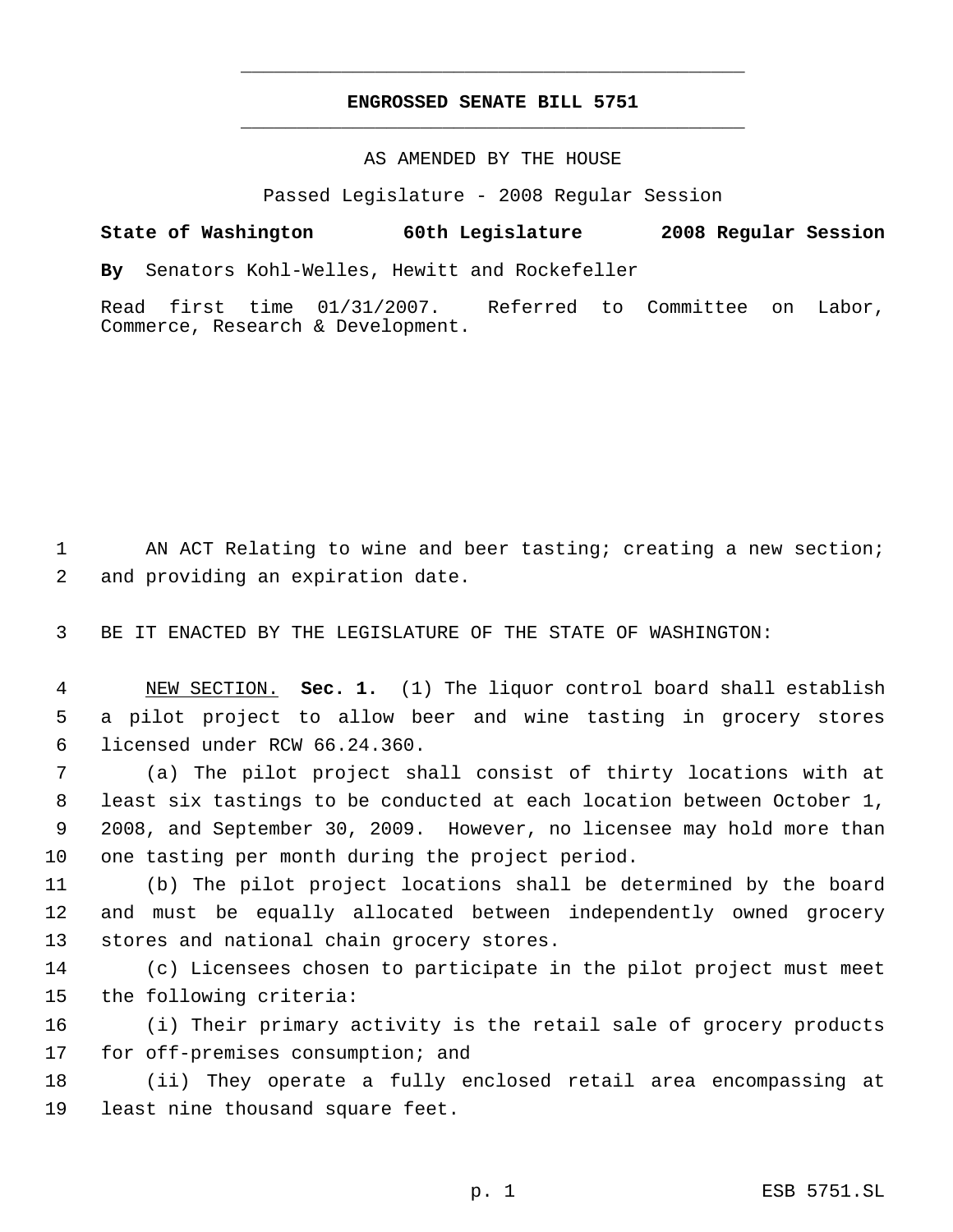# ENGROSSED SENATE BILL 5751

AS AMENDED BY THE HOUSE

Passed Legislature - 2008 Regular Session

**State of Washington 60th Legislature 2008 Regular Session**

**By** Senators Kohl-Welles, Hewitt and Rockefeller

Read first time 01/31/2007. Referred to Committee on Labor, Commerce, Research & Development.

AN ACT Relating to wine and beer tasting; creating a new section; and providing an expiration date.

BE IT ENACTED BY THE LEGISLATURE OF THE STATE OF WASHINGTON:

NEW SECTION. **Sec. 1.** (1) The liquor control board shall establish a pilot project to allow beer and wine tasting in grocery stores licensed under RCW 66.24.360.

(a) The pilot project shall consist of thirty locations with at least six tastings to be conducted at each location between October 1, 2008, and September 30, 2009. However, no licensee may hold more than one tasting per month during the project period.

(b) The pilot project locations shall be determined by the board and must be equally allocated between independently owned grocery stores and national chain grocery stores.

(c) Licensees chosen to participate in the pilot project must meet the following criteria:

(i) Their primary activity is the retail sale of grocery products for off-premises consumption; and

(ii) They operate a fully enclosed retail area encompassing at least nine thousand square feet.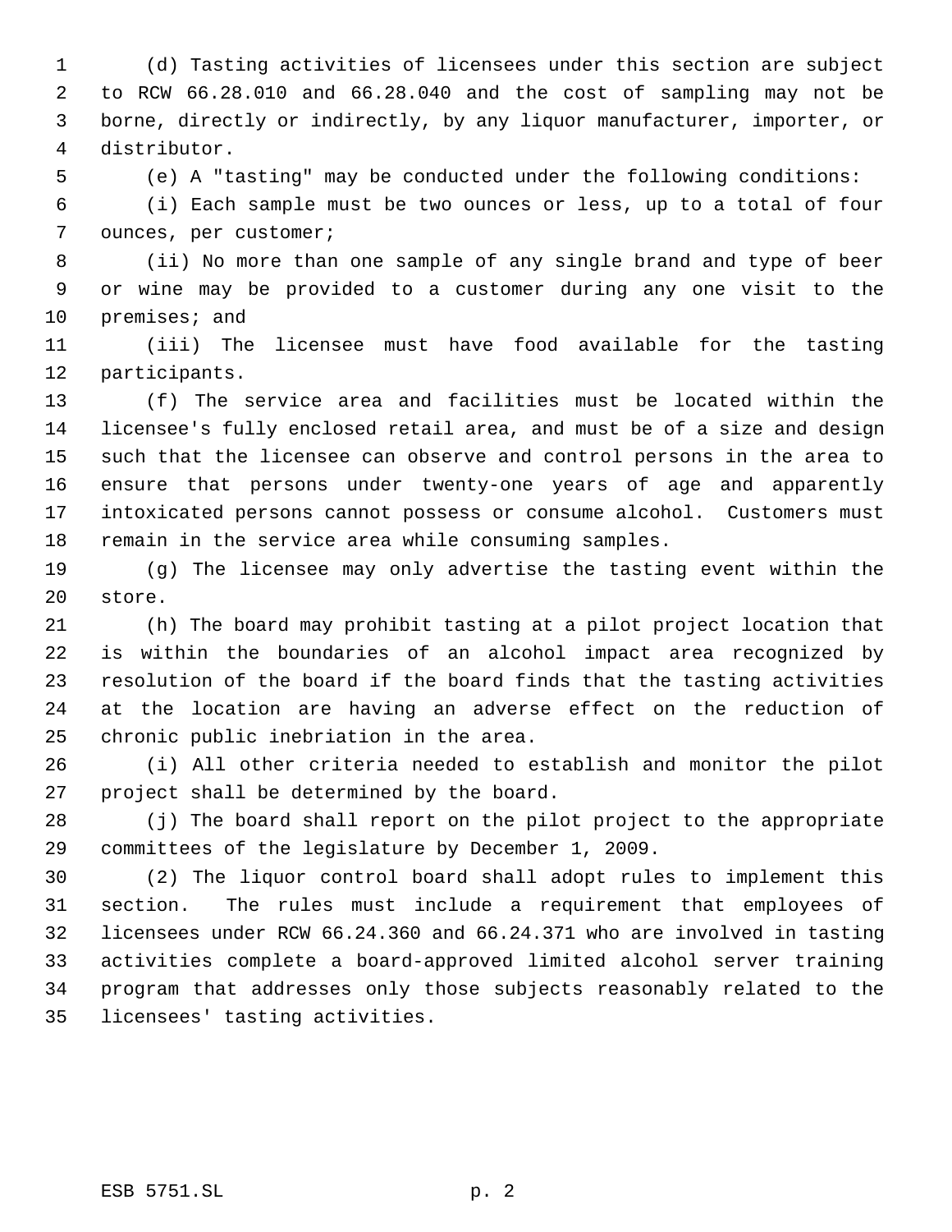(d) Tasting activities of licensees under this section are subject to RCW 66.28.010 and 66.28.040 and the cost of sampling may not be borne, directly or indirectly, by any liquor manufacturer, importer, or distributor.

(e) A "tasting" may be conducted under the following conditions:

(i) Each sample must be two ounces or less, up to a total of four ounces, per customer;

(ii) No more than one sample of any single brand and type of beer or wine may be provided to a customer during any one visit to the premises; and

(iii) The licensee must have food available for the tasting participants.

(f) The service area and facilities must be located within the licensee's fully enclosed retail area, and must be of a size and design such that the licensee can observe and control persons in the area to ensure that persons under twenty-one years of age and apparently intoxicated persons cannot possess or consume alcohol. Customers must remain in the service area while consuming samples.

(g) The licensee may only advertise the tasting event within the store.

(h) The board may prohibit tasting at a pilot project location that is within the boundaries of an alcohol impact area recognized by resolution of the board if the board finds that the tasting activities at the location are having an adverse effect on the reduction of chronic public inebriation in the area.

(i) All other criteria needed to establish and monitor the pilot project shall be determined by the board.

(j) The board shall report on the pilot project to the appropriate committees of the legislature by December 1, 2009.

(2) The liquor control board shall adopt rules to implement this section. The rules must include a requirement that employees of licensees under RCW 66.24.360 and 66.24.371 who are involved in tasting activities complete a board-approved limited alcohol server training program that addresses only those subjects reasonably related to the licensees' tasting activities.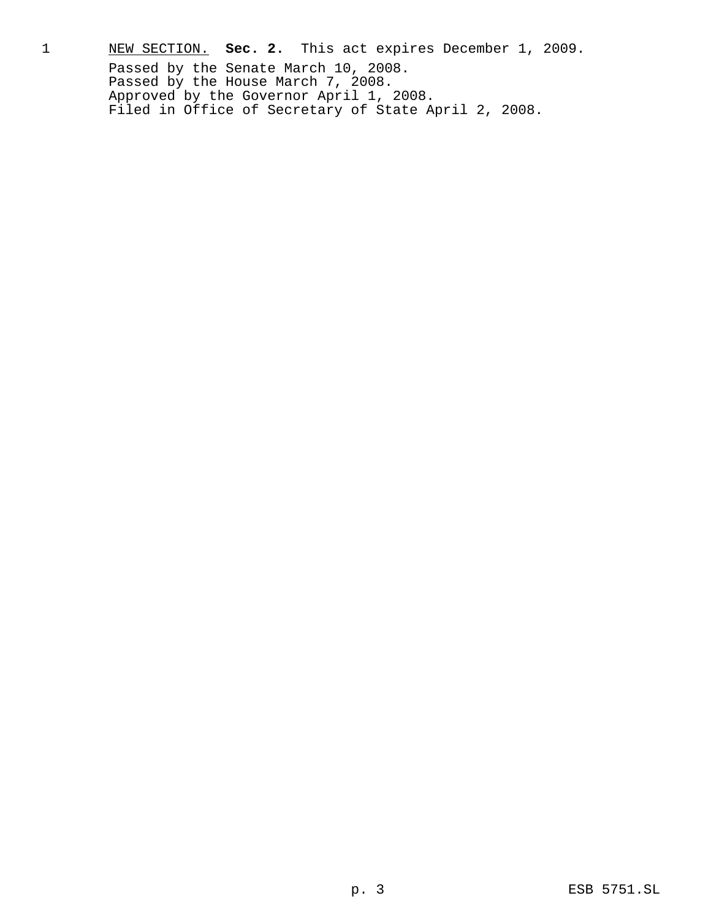<u>NEW SECTION.</u> **Sec. 2.** This act expires December 1, 2009.

Passed by the Senate March 10, 2008.
Passed by the House March 7, 2008.
Approved by the Governor April 1, 2008.
Filed in Office of Secretary of State April 2, 2008.